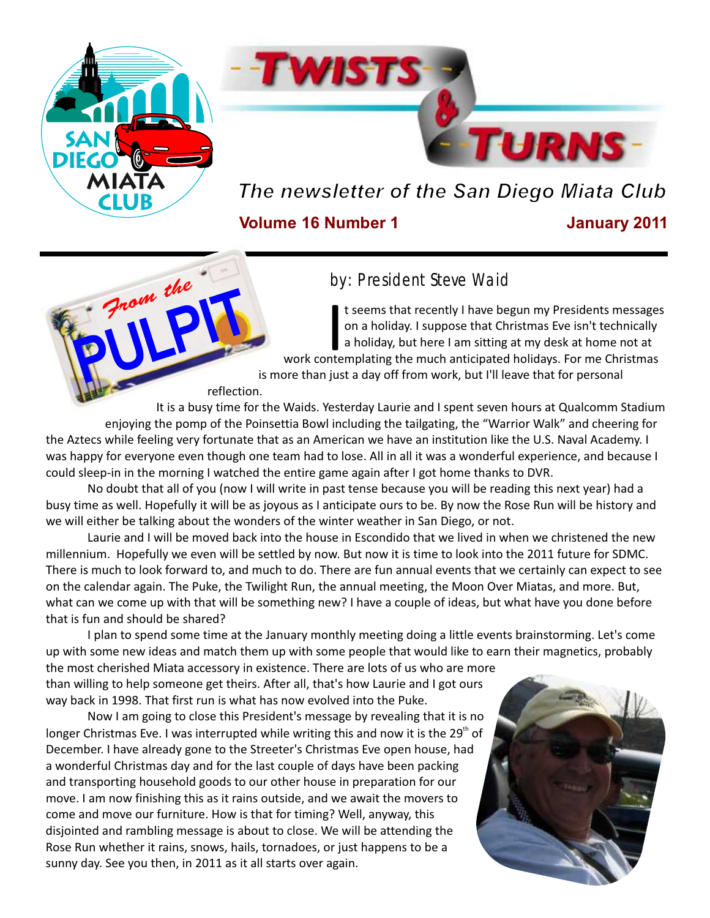# Twists & Turns

*The newsletter of the San Diego Miata Club*

**Volume 16 Number 1** **January 2011**

## From the PULPIT

by: President Steve Waid

It seems that recently I have begun my Presidents messages on a holiday. I suppose that Christmas Eve isn't technically a holiday, but here I am sitting at my desk at home not at work contemplating the much anticipated holidays. For me Christmas is more than just a day off from work, but I'll leave that for personal reflection.

It is a busy time for the Waids. Yesterday Laurie and I spent seven hours at Qualcomm Stadium enjoying the pomp of the Poinsettia Bowl including the tailgating, the "Warrior Walk" and cheering for the Aztecs while feeling very fortunate that as an American we have an institution like the U.S. Naval Academy. I was happy for everyone even though one team had to lose. All in all it was a wonderful experience, and because I could sleep-in in the morning I watched the entire game again after I got home thanks to DVR.

No doubt that all of you (now I will write in past tense because you will be reading this next year) had a busy time as well. Hopefully it will be as joyous as I anticipate ours to be. By now the Rose Run will be history and we will either be talking about the wonders of the winter weather in San Diego, or not.

Laurie and I will be moved back into the house in Escondido that we lived in when we christened the new millennium. Hopefully we even will be settled by now. But now it is time to look into the 2011 future for SDMC. There is much to look forward to, and much to do. There are fun annual events that we certainly can expect to see on the calendar again. The Puke, the Twilight Run, the annual meeting, the Moon Over Miatas, and more. But, what can we come up with that will be something new? I have a couple of ideas, but what have you done before that is fun and should be shared?

I plan to spend some time at the January monthly meeting doing a little events brainstorming. Let's come up with some new ideas and match them up with some people that would like to earn their magnetics, probably the most cherished Miata accessory in existence. There are lots of us who are more than willing to help someone get theirs. After all, that's how Laurie and I got ours way back in 1998. That first run is what has now evolved into the Puke.

Now I am going to close this President's message by revealing that it is no longer Christmas Eve. I was interrupted while writing this and now it is the 29th of December. I have already gone to the Streeter's Christmas Eve open house, had a wonderful Christmas day and for the last couple of days have been packing and transporting household goods to our other house in preparation for our move. I am now finishing this as it rains outside, and we await the movers to come and move our furniture. How is that for timing? Well, anyway, this disjointed and rambling message is about to close. We will be attending the Rose Run whether it rains, snows, hails, tornadoes, or just happens to be a sunny day. See you then, in 2011 as it all starts over again.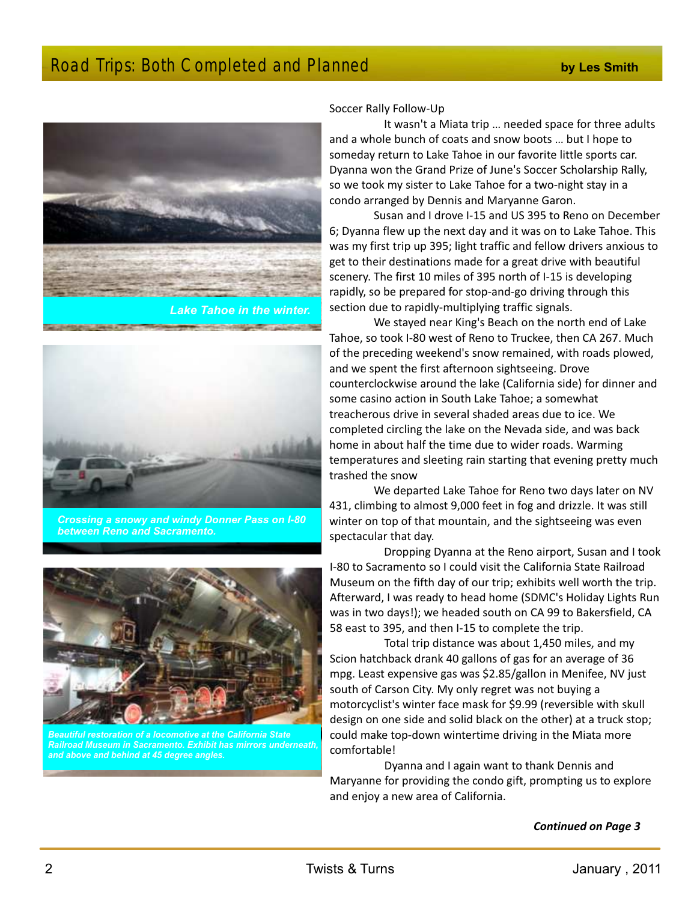## Road Trips: Both Completed and Planned

**by Les Smith**

Lake Tahoe in the winter.

Crossing a snowy and windy Donner Pass on I-80 between Reno and Sacramento.

Beautiful restoration of a locomotive at the California State Railroad Museum in Sacramento. Exhibit has mirrors underneath, and above and behind at 45 degree angles.

Soccer Rally Follow-Up

It wasn't a Miata trip … needed space for three adults and a whole bunch of coats and snow boots … but I hope to someday return to Lake Tahoe in our favorite little sports car. Dyanna won the Grand Prize of June's Soccer Scholarship Rally, so we took my sister to Lake Tahoe for a two-night stay in a condo arranged by Dennis and Maryanne Garon.

Susan and I drove I-15 and US 395 to Reno on December 6; Dyanna flew up the next day and it was on to Lake Tahoe. This was my first trip up 395; light traffic and fellow drivers anxious to get to their destinations made for a great drive with beautiful scenery. The first 10 miles of 395 north of I-15 is developing rapidly, so be prepared for stop-and-go driving through this section due to rapidly-multiplying traffic signals.

We stayed near King's Beach on the north end of Lake Tahoe, so took I-80 west of Reno to Truckee, then CA 267. Much of the preceding weekend's snow remained, with roads plowed, and we spent the first afternoon sightseeing. Drove counterclockwise around the lake (California side) for dinner and some casino action in South Lake Tahoe; a somewhat treacherous drive in several shaded areas due to ice. We completed circling the lake on the Nevada side, and was back home in about half the time due to wider roads. Warming temperatures and sleeting rain starting that evening pretty much trashed the snow

We departed Lake Tahoe for Reno two days later on NV 431, climbing to almost 9,000 feet in fog and drizzle. It was still winter on top of that mountain, and the sightseeing was even spectacular that day.

Dropping Dyanna at the Reno airport, Susan and I took I-80 to Sacramento so I could visit the California State Railroad Museum on the fifth day of our trip; exhibits well worth the trip. Afterward, I was ready to head home (SDMC's Holiday Lights Run was in two days!); we headed south on CA 99 to Bakersfield, CA 58 east to 395, and then I-15 to complete the trip.

Total trip distance was about 1,450 miles, and my Scion hatchback drank 40 gallons of gas for an average of 36 mpg. Least expensive gas was $2.85/gallon in Menifee, NV just south of Carson City. My only regret was not buying a motorcyclist's winter face mask for $9.99 (reversible with skull design on one side and solid black on the other) at a truck stop; could make top-down wintertime driving in the Miata more comfortable!

Dyanna and I again want to thank Dennis and Maryanne for providing the condo gift, prompting us to explore and enjoy a new area of California.

***Continued on Page 3***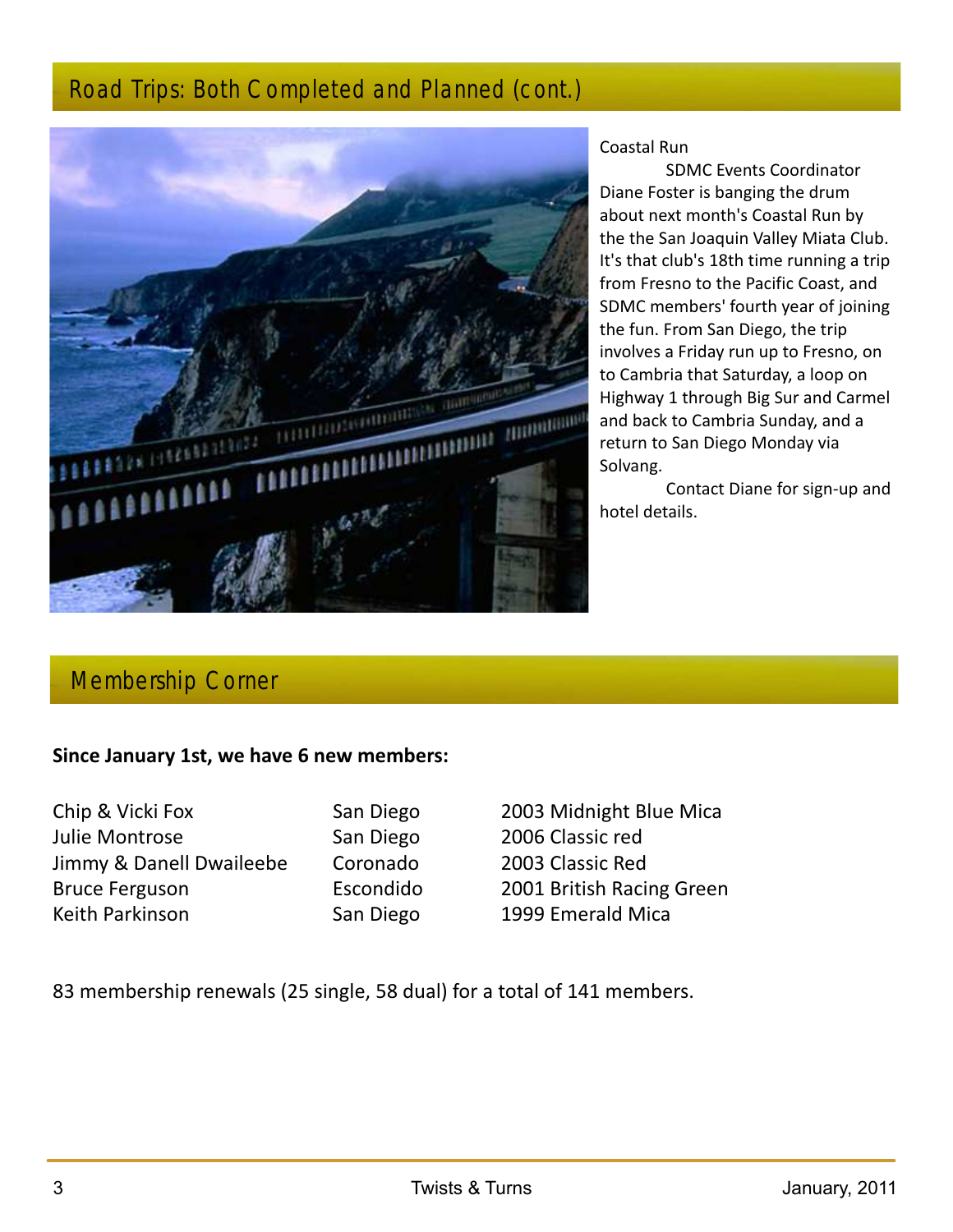## Road Trips: Both Completed and Planned (cont.)

Coastal Run

SDMC Events Coordinator Diane Foster is banging the drum about next month's Coastal Run by the the San Joaquin Valley Miata Club. It's that club's 18th time running a trip from Fresno to the Pacific Coast, and SDMC members' fourth year of joining the fun. From San Diego, the trip involves a Friday run up to Fresno, on to Cambria that Saturday, a loop on Highway 1 through Big Sur and Carmel and back to Cambria Sunday, and a return to San Diego Monday via Solvang.

Contact Diane for sign-up and hotel details.

## Membership Corner

**Since January 1st, we have 6 new members:**

| | | |
|---|---|---|
| Chip & Vicki Fox | San Diego | 2003 Midnight Blue Mica |
| Julie Montrose | San Diego | 2006 Classic red |
| Jimmy & Danell Dwaileebe | Coronado | 2003 Classic Red |
| Bruce Ferguson | Escondido | 2001 British Racing Green |
| Keith Parkinson | San Diego | 1999 Emerald Mica |

83 membership renewals (25 single, 58 dual) for a total of 141 members.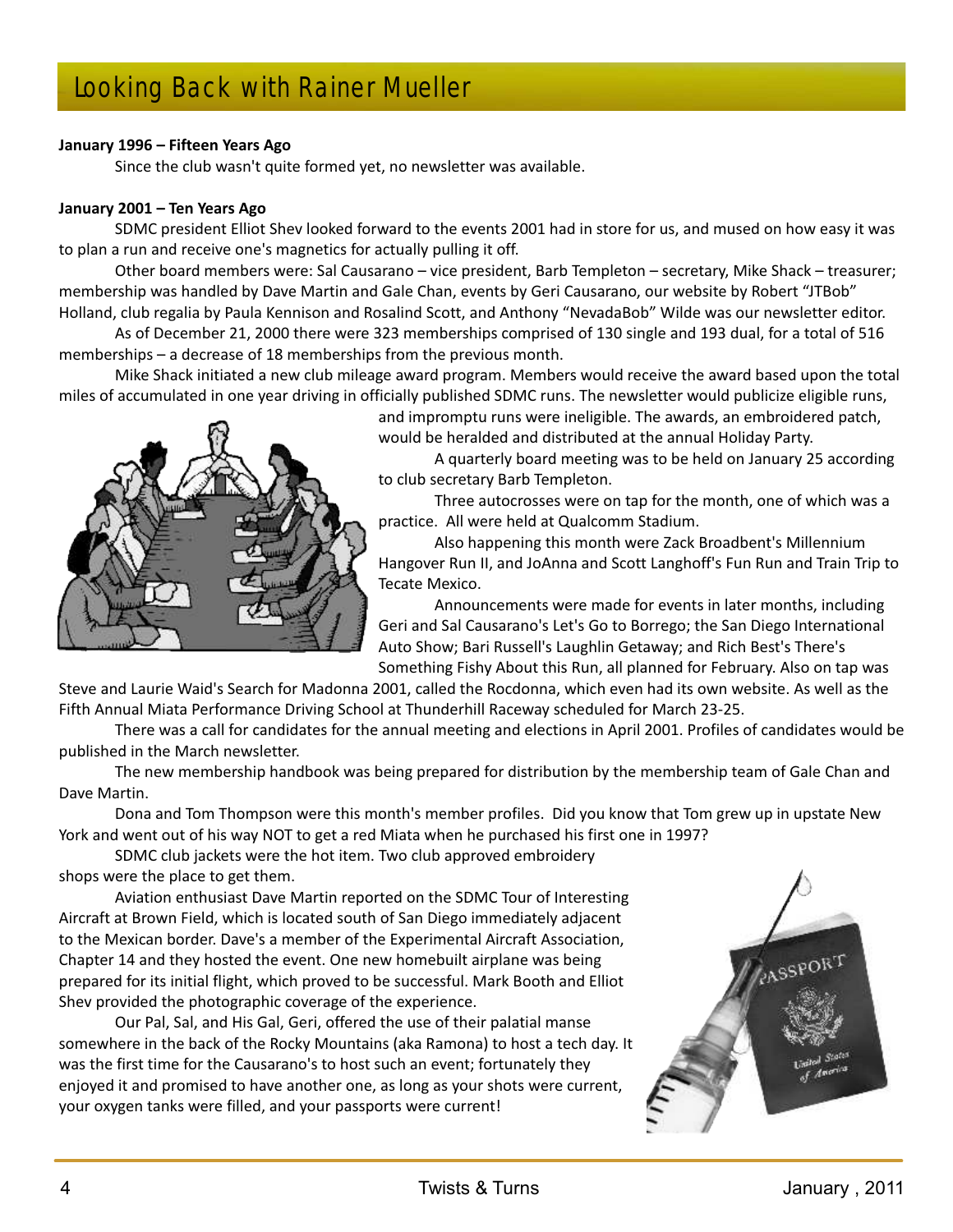# Looking Back with Rainer Mueller

**January 1996 – Fifteen Years Ago**

Since the club wasn't quite formed yet, no newsletter was available.

**January 2001 – Ten Years Ago**

SDMC president Elliot Shev looked forward to the events 2001 had in store for us, and mused on how easy it was to plan a run and receive one's magnetics for actually pulling it off.

Other board members were: Sal Causarano – vice president, Barb Templeton – secretary, Mike Shack – treasurer; membership was handled by Dave Martin and Gale Chan, events by Geri Causarano, our website by Robert "JTBob" Holland, club regalia by Paula Kennison and Rosalind Scott, and Anthony "NevadaBob" Wilde was our newsletter editor.

As of December 21, 2000 there were 323 memberships comprised of 130 single and 193 dual, for a total of 516 memberships – a decrease of 18 memberships from the previous month.

Mike Shack initiated a new club mileage award program. Members would receive the award based upon the total miles of accumulated in one year driving in officially published SDMC runs. The newsletter would publicize eligible runs, and impromptu runs were ineligible. The awards, an embroidered patch, would be heralded and distributed at the annual Holiday Party.

A quarterly board meeting was to be held on January 25 according to club secretary Barb Templeton.

Three autocrosses were on tap for the month, one of which was a practice. All were held at Qualcomm Stadium.

Also happening this month were Zack Broadbent's Millennium Hangover Run II, and JoAnna and Scott Langhoff's Fun Run and Train Trip to Tecate Mexico.

Announcements were made for events in later months, including Geri and Sal Causarano's Let's Go to Borrego; the San Diego International Auto Show; Bari Russell's Laughlin Getaway; and Rich Best's There's Something Fishy About this Run, all planned for February. Also on tap was Steve and Laurie Waid's Search for Madonna 2001, called the Rocdonna, which even had its own website. As well as the Fifth Annual Miata Performance Driving School at Thunderhill Raceway scheduled for March 23-25.

There was a call for candidates for the annual meeting and elections in April 2001. Profiles of candidates would be published in the March newsletter.

The new membership handbook was being prepared for distribution by the membership team of Gale Chan and Dave Martin.

Dona and Tom Thompson were this month's member profiles. Did you know that Tom grew up in upstate New York and went out of his way NOT to get a red Miata when he purchased his first one in 1997?

SDMC club jackets were the hot item. Two club approved embroidery shops were the place to get them.

Aviation enthusiast Dave Martin reported on the SDMC Tour of Interesting Aircraft at Brown Field, which is located south of San Diego immediately adjacent to the Mexican border. Dave's a member of the Experimental Aircraft Association, Chapter 14 and they hosted the event. One new homebuilt airplane was being prepared for its initial flight, which proved to be successful. Mark Booth and Elliot Shev provided the photographic coverage of the experience.

Our Pal, Sal, and His Gal, Geri, offered the use of their palatial manse somewhere in the back of the Rocky Mountains (aka Ramona) to host a tech day. It was the first time for the Causarano's to host such an event; fortunately they enjoyed it and promised to have another one, as long as your shots were current, your oxygen tanks were filled, and your passports were current!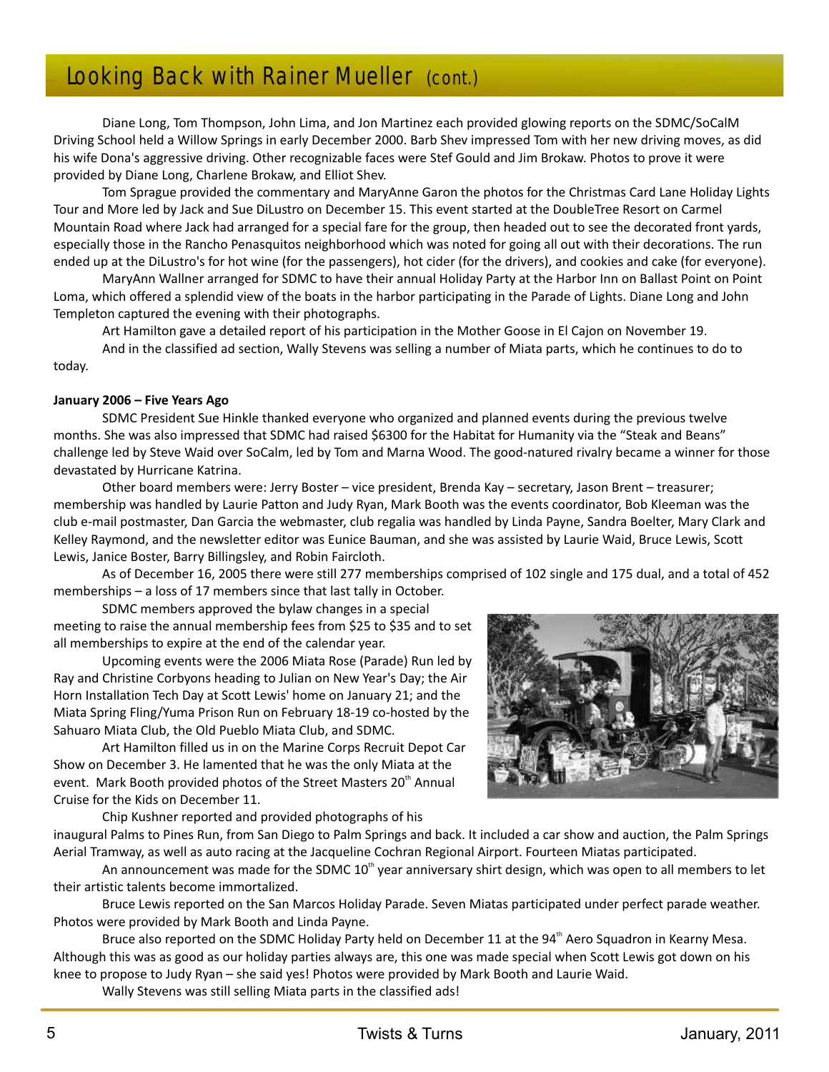## Looking Back with Rainer Mueller (cont.)

Diane Long, Tom Thompson, John Lima, and Jon Martinez each provided glowing reports on the SDMC/SoCalM Driving School held a Willow Springs in early December 2000. Barb Shev impressed Tom with her new driving moves, as did his wife Dona's aggressive driving. Other recognizable faces were Stef Gould and Jim Brokaw. Photos to prove it were provided by Diane Long, Charlene Brokaw, and Elliot Shev.

Tom Sprague provided the commentary and MaryAnne Garon the photos for the Christmas Card Lane Holiday Lights Tour and More led by Jack and Sue DiLustro on December 15. This event started at the DoubleTree Resort on Carmel Mountain Road where Jack had arranged for a special fare for the group, then headed out to see the decorated front yards, especially those in the Rancho Penasquitos neighborhood which was noted for going all out with their decorations. The run ended up at the DiLustro's for hot wine (for the passengers), hot cider (for the drivers), and cookies and cake (for everyone).

MaryAnn Wallner arranged for SDMC to have their annual Holiday Party at the Harbor Inn on Ballast Point on Point Loma, which offered a splendid view of the boats in the harbor participating in the Parade of Lights. Diane Long and John Templeton captured the evening with their photographs.

Art Hamilton gave a detailed report of his participation in the Mother Goose in El Cajon on November 19.

And in the classified ad section, Wally Stevens was selling a number of Miata parts, which he continues to do to today.

**January 2006 – Five Years Ago**

SDMC President Sue Hinkle thanked everyone who organized and planned events during the previous twelve months. She was also impressed that SDMC had raised $6300 for the Habitat for Humanity via the "Steak and Beans" challenge led by Steve Waid over SoCalm, led by Tom and Marna Wood. The good-natured rivalry became a winner for those devastated by Hurricane Katrina.

Other board members were: Jerry Boster – vice president, Brenda Kay – secretary, Jason Brent – treasurer; membership was handled by Laurie Patton and Judy Ryan, Mark Booth was the events coordinator, Bob Kleeman was the club e-mail postmaster, Dan Garcia the webmaster, club regalia was handled by Linda Payne, Sandra Boelter, Mary Clark and Kelley Raymond, and the newsletter editor was Eunice Bauman, and she was assisted by Laurie Waid, Bruce Lewis, Scott Lewis, Janice Boster, Barry Billingsley, and Robin Faircloth.

As of December 16, 2005 there were still 277 memberships comprised of 102 single and 175 dual, and a total of 452 memberships – a loss of 17 members since that last tally in October.

SDMC members approved the bylaw changes in a special meeting to raise the annual membership fees from $25 to $35 and to set all memberships to expire at the end of the calendar year.

Upcoming events were the 2006 Miata Rose (Parade) Run led by Ray and Christine Corbyons heading to Julian on New Year's Day; the Air Horn Installation Tech Day at Scott Lewis' home on January 21; and the Miata Spring Fling/Yuma Prison Run on February 18-19 co-hosted by the Sahuaro Miata Club, the Old Pueblo Miata Club, and SDMC.

Art Hamilton filled us in on the Marine Corps Recruit Depot Car Show on December 3. He lamented that he was the only Miata at the event. Mark Booth provided photos of the Street Masters 20th Annual Cruise for the Kids on December 11.

Chip Kushner reported and provided photographs of his inaugural Palms to Pines Run, from San Diego to Palm Springs and back. It included a car show and auction, the Palm Springs Aerial Tramway, as well as auto racing at the Jacqueline Cochran Regional Airport. Fourteen Miatas participated.

An announcement was made for the SDMC 10th year anniversary shirt design, which was open to all members to let their artistic talents become immortalized.

Bruce Lewis reported on the San Marcos Holiday Parade. Seven Miatas participated under perfect parade weather. Photos were provided by Mark Booth and Linda Payne.

Bruce also reported on the SDMC Holiday Party held on December 11 at the 94th Aero Squadron in Kearny Mesa. Although this was as good as our holiday parties always are, this one was made special when Scott Lewis got down on his knee to propose to Judy Ryan – she said yes! Photos were provided by Mark Booth and Laurie Waid.

Wally Stevens was still selling Miata parts in the classified ads!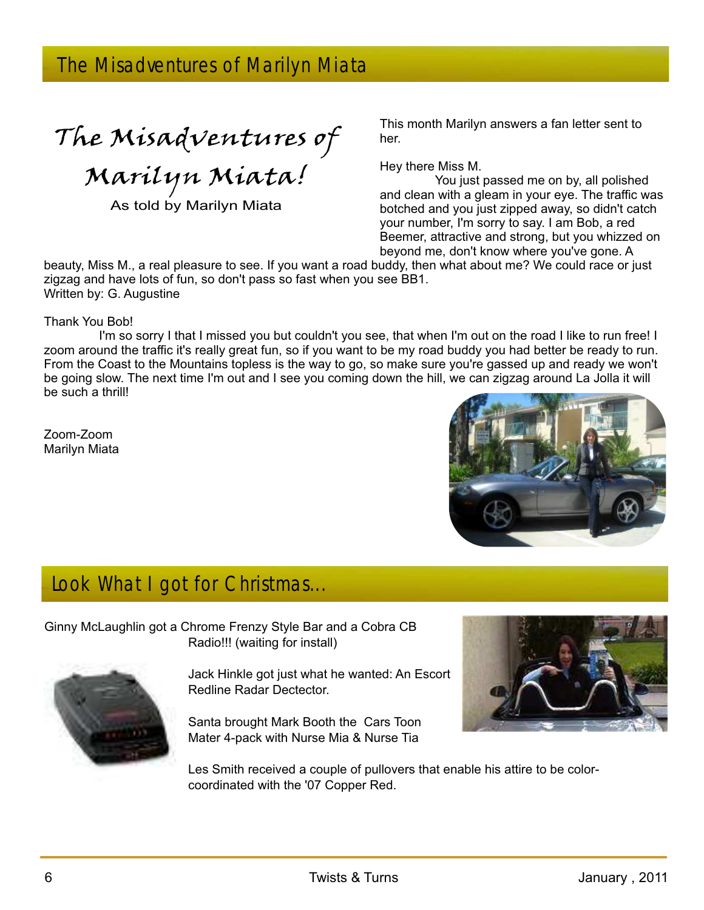## The Misadventures of Marilyn Miata

# *The Misadventures of Marilyn Miata!*

As told by Marilyn Miata

This month Marilyn answers a fan letter sent to her.

Hey there Miss M.

You just passed me on by, all polished and clean with a gleam in your eye. The traffic was botched and you just zipped away, so didn't catch your number, I'm sorry to say. I am Bob, a red Beemer, attractive and strong, but you whizzed on beyond me, don't know where you've gone. A beauty, Miss M., a real pleasure to see. If you want a road buddy, then what about me? We could race or just zigzag and have lots of fun, so don't pass so fast when you see BB1.
Written by: G. Augustine

Thank You Bob!

I'm so sorry I that I missed you but couldn't you see, that when I'm out on the road I like to run free! I zoom around the traffic it's really great fun, so if you want to be my road buddy you had better be ready to run. From the Coast to the Mountains topless is the way to go, so make sure you're gassed up and ready we won't be going slow. The next time I'm out and I see you coming down the hill, we can zigzag around La Jolla it will be such a thrill!

Zoom-Zoom
Marilyn Miata

## Look What I got for Christmas...

Ginny McLaughlin got a Chrome Frenzy Style Bar and a Cobra CB Radio!!! (waiting for install)

Jack Hinkle got just what he wanted: An Escort Redline Radar Dectector.

Santa brought Mark Booth the Cars Toon Mater 4-pack with Nurse Mia & Nurse Tia

Les Smith received a couple of pullovers that enable his attire to be color-coordinated with the '07 Copper Red.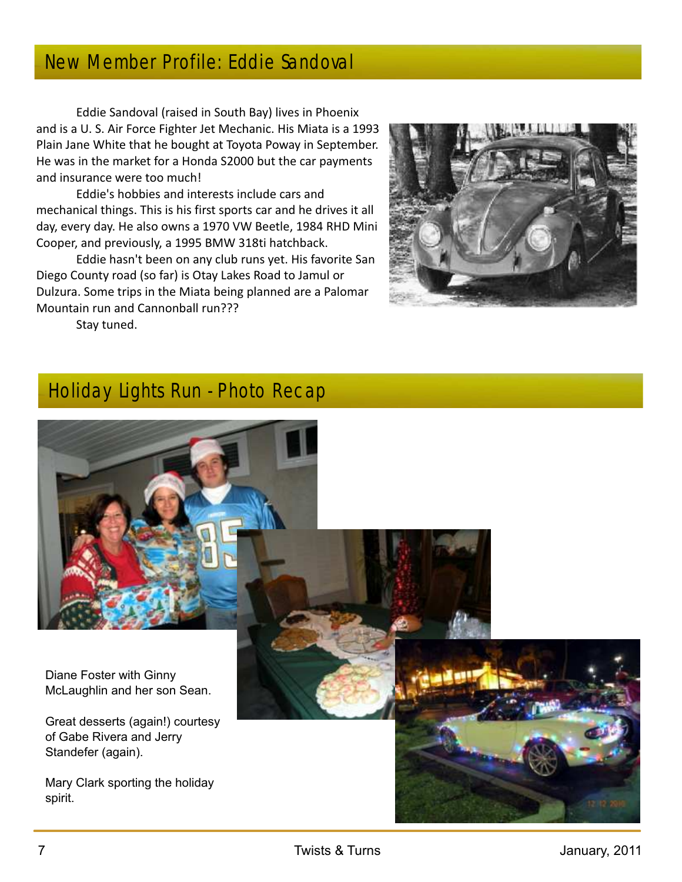## New Member Profile: Eddie Sandoval

Eddie Sandoval (raised in South Bay) lives in Phoenix and is a U. S. Air Force Fighter Jet Mechanic. His Miata is a 1993 Plain Jane White that he bought at Toyota Poway in September. He was in the market for a Honda S2000 but the car payments and insurance were too much!

Eddie's hobbies and interests include cars and mechanical things. This is his first sports car and he drives it all day, every day. He also owns a 1970 VW Beetle, 1984 RHD Mini Cooper, and previously, a 1995 BMW 318ti hatchback.

Eddie hasn't been on any club runs yet. His favorite San Diego County road (so far) is Otay Lakes Road to Jamul or Dulzura. Some trips in the Miata being planned are a Palomar Mountain run and Cannonball run???

Stay tuned.

## Holiday Lights Run - Photo Recap

Diane Foster with Ginny McLaughlin and her son Sean.

Great desserts (again!) courtesy of Gabe Rivera and Jerry Standefer (again).

Mary Clark sporting the holiday spirit.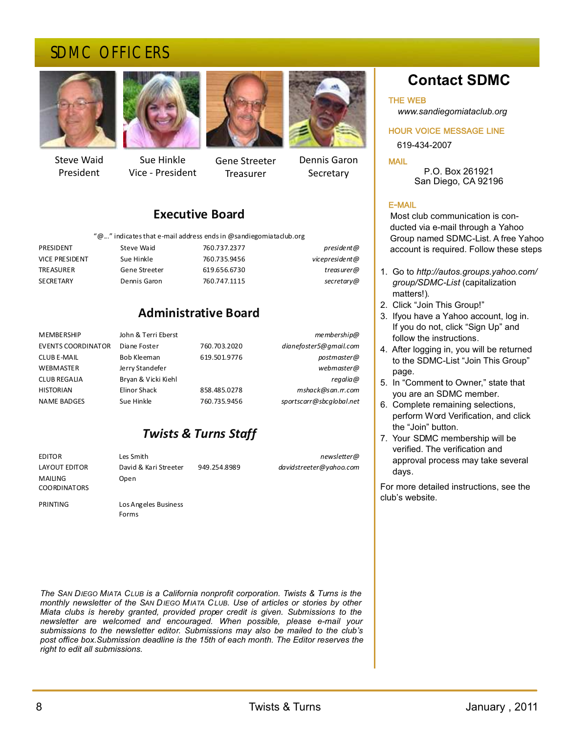# SDMC OFFICERS

| | | | |
|---|---|---|---|
| Steve Waid<br>President | Sue Hinkle<br>Vice - President | Gene Streeter<br>Treasurer | Dennis Garon<br>Secretary |

## Executive Board

"@..." indicates that e-mail address ends in @sandiegomiataclub.org

| | | | |
|---|---|---|---|
| PRESIDENT | Steve Waid | 760.737.2377 | *president@* |
| VICE PRESIDENT | Sue Hinkle | 760.735.9456 | *vicepresident@* |
| TREASURER | Gene Streeter | 619.656.6730 | *treasurer@* |
| SECRETARY | Dennis Garon | 760.747.1115 | *secretary@* |

## Administrative Board

| | | | |
|---|---|---|---|
| MEMBERSHIP | John & Terri Eberst | | *membership@* |
| EVENTS COORDINATOR | Diane Foster | 760.703.2020 | *dianefoster5@gmail.com* |
| CLUB E-MAIL | Bob Kleeman | 619.501.9776 | *postmaster@* |
| WEBMASTER | Jerry Standefer | | *webmaster@* |
| CLUB REGALIA | Bryan & Vicki Kiehl | | *regalia@* |
| HISTORIAN | Elinor Shack | 858.485.0278 | *mshack@san.rr.com* |
| NAME BADGES | Sue Hinkle | 760.735.9456 | *sportscarr@sbcglobal.net* |

## *Twists & Turns Staff*

| | | | |
|---|---|---|---|
| EDITOR | Les Smith | | *newsletter@* |
| LAYOUT EDITOR | David & Kari Streeter | 949.254.8989 | *davidstreeter@yahoo.com* |
| MAILING COORDINATORS | Open | | |
| PRINTING | Los Angeles Business Forms | | |

*The San Diego Miata Club is a California nonprofit corporation. Twists & Turns is the monthly newsletter of the San Diego Miata Club. Use of articles or stories by other Miata clubs is hereby granted, provided proper credit is given. Submissions to the newsletter are welcomed and encouraged. When possible, please e-mail your submissions to the newsletter editor. Submissions may also be mailed to the club's post office box.Submission deadline is the 15th of each month. The Editor reserves the right to edit all submissions.*

# Contact SDMC

### THE WEB

*www.sandiegomiataclub.org*

### HOUR VOICE MESSAGE LINE

619-434-2007

### MAIL

P.O. Box 261921
San Diego, CA 92196

### E-MAIL

Most club communication is conducted via e-mail through a Yahoo Group named SDMC-List. A free Yahoo account is required. Follow these steps

1. Go to *http://autos.groups.yahoo.com/group/SDMC-List* (capitalization matters!).
2. Click "Join This Group!"
3. Ifyou have a Yahoo account, log in. If you do not, click "Sign Up" and follow the instructions.
4. After logging in, you will be returned to the SDMC-List "Join This Group" page.
5. In "Comment to Owner," state that you are an SDMC member.
6. Complete remaining selections, perform Word Verification, and click the "Join" button.
7. Your SDMC membership will be verified. The verification and approval process may take several days.

For more detailed instructions, see the club's website.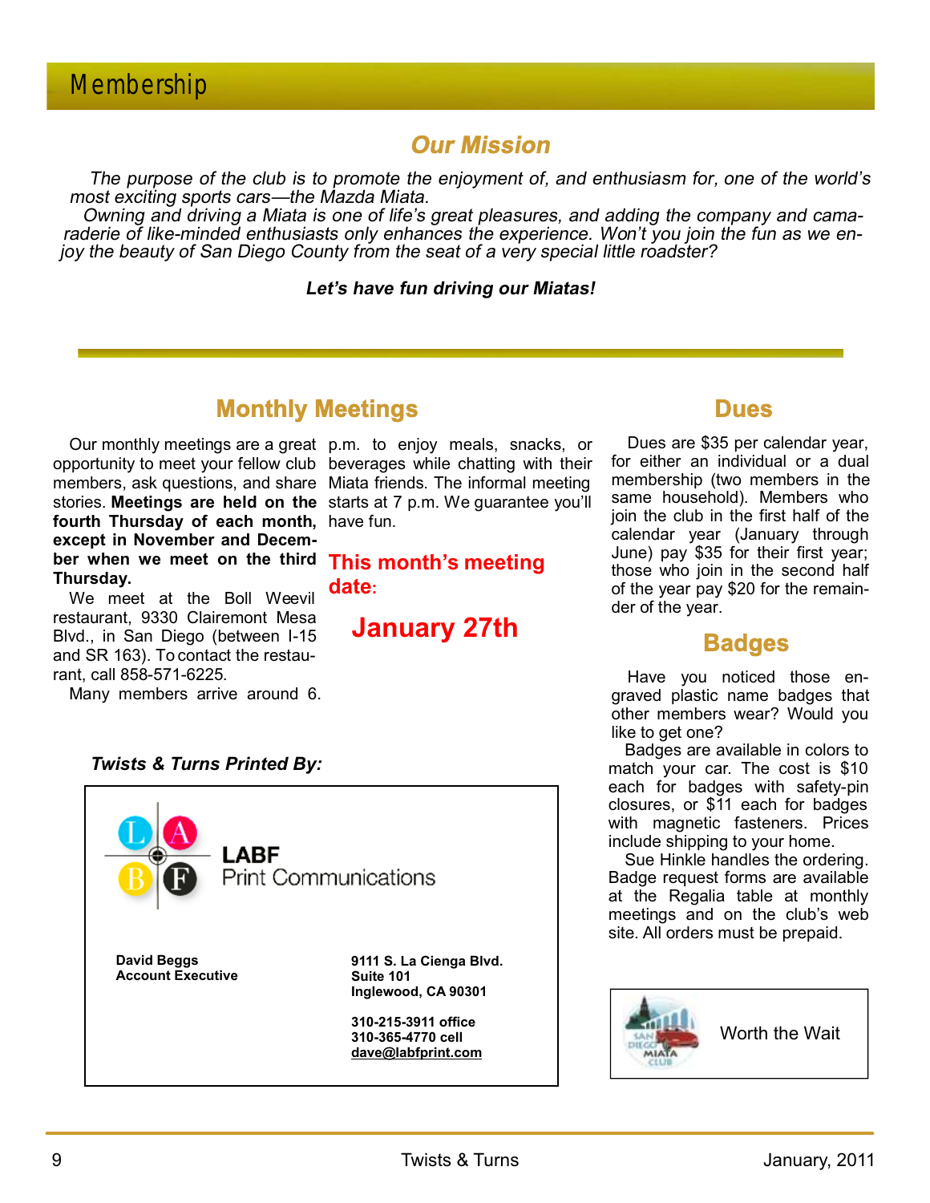# Membership

## *Our Mission*

*The purpose of the club is to promote the enjoyment of, and enthusiasm for, one of the world's most exciting sports cars—the Mazda Miata.*

*Owning and driving a Miata is one of life's great pleasures, and adding the company and camaraderie of like-minded enthusiasts only enhances the experience. Won't you join the fun as we enjoy the beauty of San Diego County from the seat of a very special little roadster?*

***Let's have fun driving our Miatas!***

## Monthly Meetings

Our monthly meetings are a great opportunity to meet your fellow club members, ask questions, and share stories. **Meetings are held on the fourth Thursday of each month, except in November and December when we meet on the third Thursday.**

We meet at the Boll Weevil restaurant, 9330 Clairemont Mesa Blvd., in San Diego (between I-15 and SR 163). To contact the restaurant, call 858-571-6225.

Many members arrive around 6. p.m. to enjoy meals, snacks, or beverages while chatting with their Miata friends. The informal meeting starts at 7 p.m. We guarantee you'll have fun.

**This month's meeting date:**

**January 27th**

## Dues

Dues are $35 per calendar year, for either an individual or a dual membership (two members in the same household). Members who join the club in the first half of the calendar year (January through June) pay $35 for their first year; those who join in the second half of the year pay $20 for the remainder of the year.

## Badges

Have you noticed those engraved plastic name badges that other members wear? Would you like to get one?

Badges are available in colors to match your car. The cost is $10 each for badges with safety-pin closures, or $11 each for badges with magnetic fasteners. Prices include shipping to your home.

Sue Hinkle handles the ordering. Badge request forms are available at the Regalia table at monthly meetings and on the club's web site. All orders must be prepaid.

***Twists & Turns Printed By:***

LABF
Print Communications

**David Beggs**
**Account Executive**

**9111 S. La Cienga Blvd.**
**Suite 101**
**Inglewood, CA 90301**

**310-215-3911 office**
**310-365-4770 cell**
**dave@labfprint.com**

Worth the Wait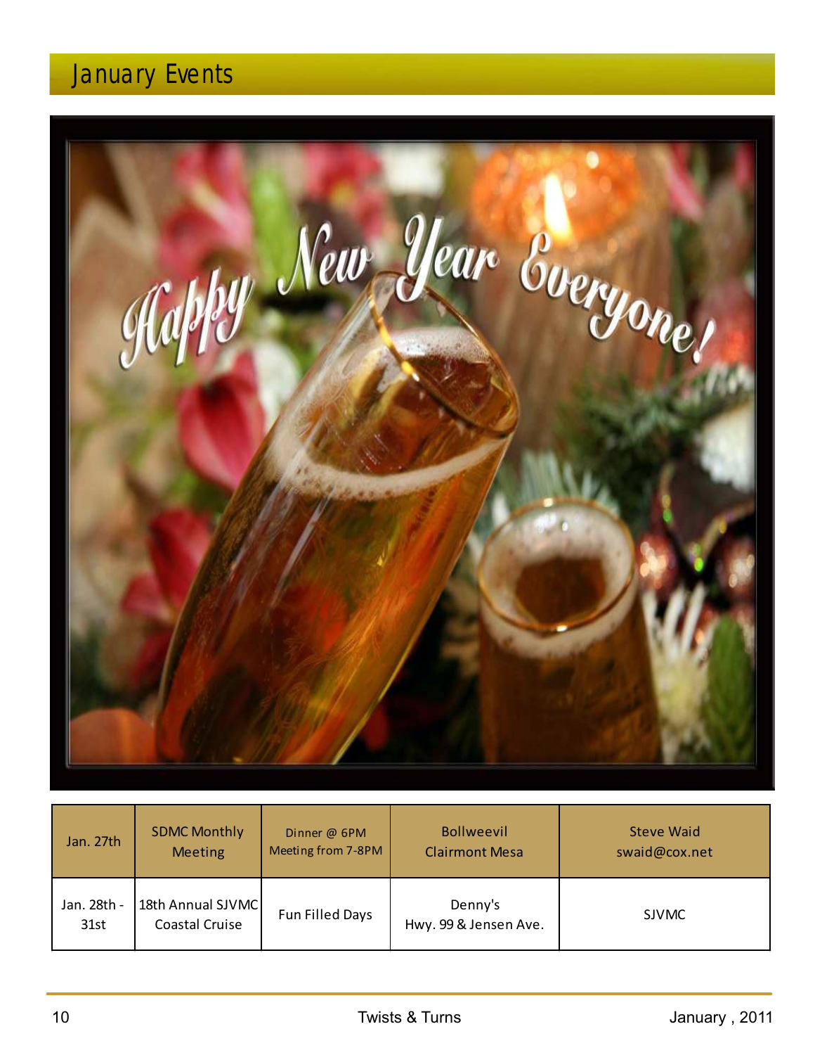# January Events

| Jan. 27th | SDMC Monthly Meeting | Dinner @ 6PM Meeting from 7-8PM | Bollweevil Clairmont Mesa | Steve Waid swaid@cox.net |
|---|---|---|---|---|
| Jan. 28th - 31st | 18th Annual SJVMC Coastal Cruise | Fun Filled Days | Denny's Hwy. 99 & Jensen Ave. | SJVMC |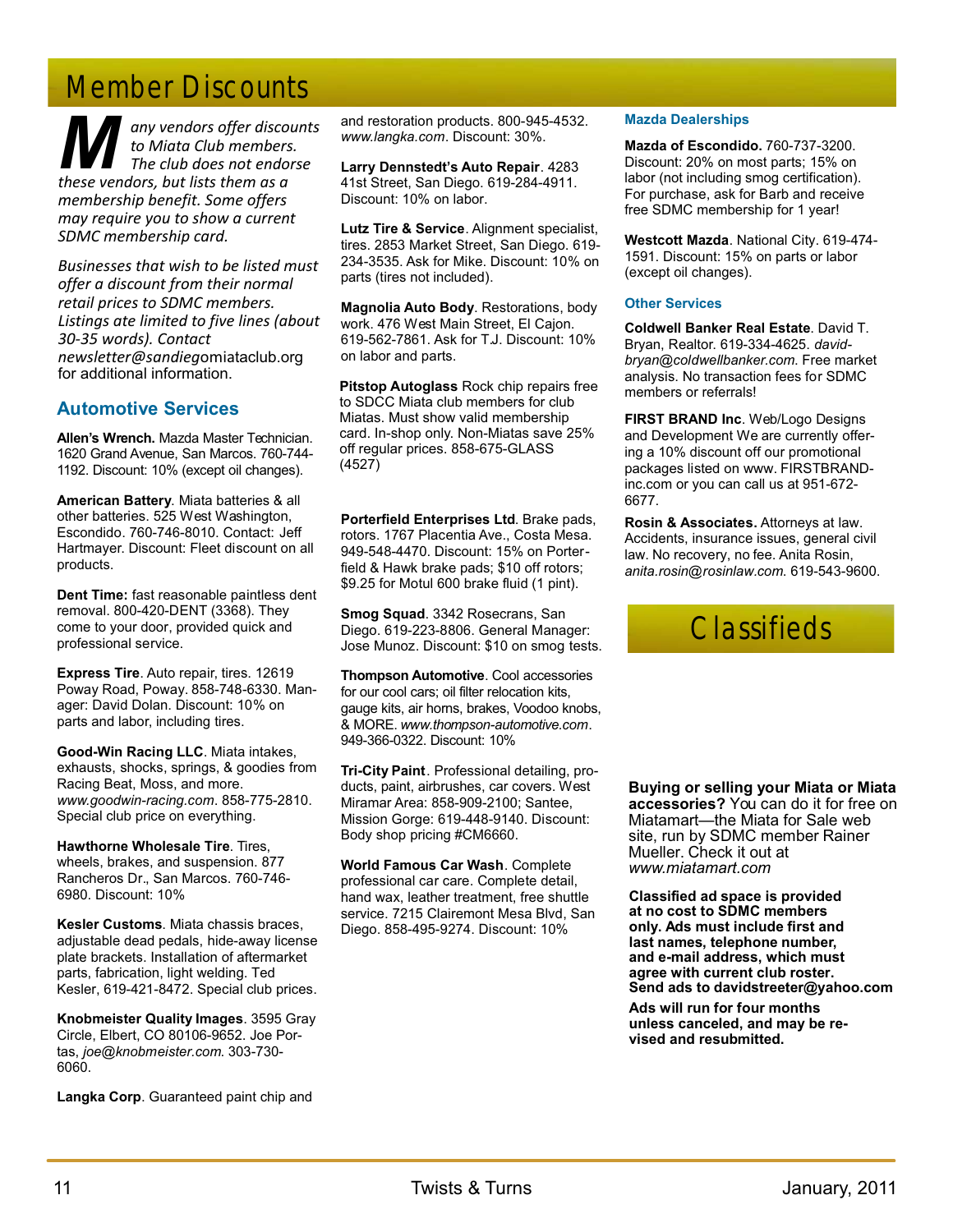# Member Discounts

*Many vendors offer discounts to Miata Club members. The club does not endorse these vendors, but lists them as a membership benefit. Some offers may require you to show a current SDMC membership card.*

*Businesses that wish to be listed must offer a discount from their normal retail prices to SDMC members. Listings ate limited to five lines (about 30-35 words). Contact* newsletter@sandiegomiataclub.org for additional information.

## Automotive Services

**Allen's Wrench.** Mazda Master Technician. 1620 Grand Avenue, San Marcos. 760-744-1192. Discount: 10% (except oil changes).

**American Battery**. Miata batteries & all other batteries. 525 West Washington, Escondido. 760-746-8010. Contact: Jeff Hartmayer. Discount: Fleet discount on all products.

**Dent Time:** fast reasonable paintless dent removal. 800-420-DENT (3368). They come to your door, provided quick and professional service.

**Express Tire**. Auto repair, tires. 12619 Poway Road, Poway. 858-748-6330. Manager: David Dolan. Discount: 10% on parts and labor, including tires.

**Good-Win Racing LLC**. Miata intakes, exhausts, shocks, springs, & goodies from Racing Beat, Moss, and more. *www.goodwin-racing.com*. 858-775-2810. Special club price on everything.

**Hawthorne Wholesale Tire**. Tires, wheels, brakes, and suspension. 877 Rancheros Dr., San Marcos. 760-746-6980. Discount: 10%

**Kesler Customs**. Miata chassis braces, adjustable dead pedals, hide-away license plate brackets. Installation of aftermarket parts, fabrication, light welding. Ted Kesler, 619-421-8472. Special club prices.

**Knobmeister Quality Images**. 3595 Gray Circle, Elbert, CO 80106-9652. Joe Portas, *joe@knobmeister.com*. 303-730-6060.

**Langka Corp**. Guaranteed paint chip and and restoration products. 800-945-4532. *www.langka.com*. Discount: 30%.

**Larry Dennstedt's Auto Repair**. 4283 41st Street, San Diego. 619-284-4911. Discount: 10% on labor.

**Lutz Tire & Service**. Alignment specialist, tires. 2853 Market Street, San Diego. 619-234-3535. Ask for Mike. Discount: 10% on parts (tires not included).

**Magnolia Auto Body**. Restorations, body work. 476 West Main Street, El Cajon. 619-562-7861. Ask for T.J. Discount: 10% on labor and parts.

**Pitstop Autoglass** Rock chip repairs free to SDCC Miata club members for club Miatas. Must show valid membership card. In-shop only. Non-Miatas save 25% off regular prices. 858-675-GLASS (4527)

**Porterfield Enterprises Ltd**. Brake pads, rotors. 1767 Placentia Ave., Costa Mesa. 949-548-4470. Discount: 15% on Porterfield & Hawk brake pads; $10 off rotors; $9.25 for Motul 600 brake fluid (1 pint).

**Smog Squad**. 3342 Rosecrans, San Diego. 619-223-8806. General Manager: Jose Munoz. Discount: $10 on smog tests.

**Thompson Automotive**. Cool accessories for our cool cars; oil filter relocation kits, gauge kits, air horns, brakes, Voodoo knobs, & MORE. *www.thompson-automotive.com*. 949-366-0322. Discount: 10%

**Tri-City Paint**. Professional detailing, products, paint, airbrushes, car covers. West Miramar Area: 858-909-2100; Santee, Mission Gorge: 619-448-9140. Discount: Body shop pricing #CM6660.

**World Famous Car Wash**. Complete professional car care. Complete detail, hand wax, leather treatment, free shuttle service. 7215 Clairemont Mesa Blvd, San Diego. 858-495-9274. Discount: 10%

### Mazda Dealerships

**Mazda of Escondido.** 760-737-3200. Discount: 20% on most parts; 15% on labor (not including smog certification). For purchase, ask for Barb and receive free SDMC membership for 1 year!

**Westcott Mazda**. National City. 619-474-1591. Discount: 15% on parts or labor (except oil changes).

### Other Services

**Coldwell Banker Real Estate**. David T. Bryan, Realtor. 619-334-4625. *davidbryan@coldwellbanker.com*. Free market analysis. No transaction fees for SDMC members or referrals!

**FIRST BRAND Inc**. Web/Logo Designs and Development We are currently offering a 10% discount off our promotional packages listed on www. FIRSTBRAND-inc.com or you can call us at 951-672-6677.

**Rosin & Associates.** Attorneys at law. Accidents, insurance issues, general civil law. No recovery, no fee. Anita Rosin, *anita.rosin@rosinlaw.com*. 619-543-9600.

# Classifieds

**Buying or selling your Miata or Miata accessories?** You can do it for free on Miatamart—the Miata for Sale web site, run by SDMC member Rainer Mueller. Check it out at *www.miatamart.com*

**Classified ad space is provided at no cost to SDMC members only. Ads must include first and last names, telephone number, and e-mail address, which must agree with current club roster. Send ads to davidstreeter@yahoo.com**

**Ads will run for four months unless canceled, and may be revised and resubmitted.**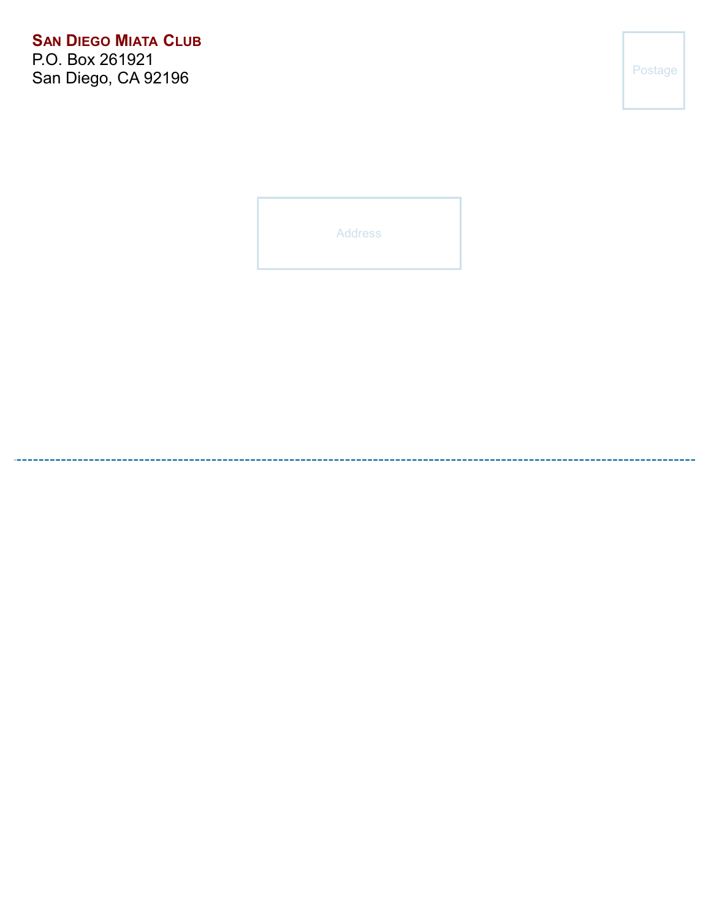**San Diego Miata Club**
P.O. Box 261921
San Diego, CA 92196

Postage

Address